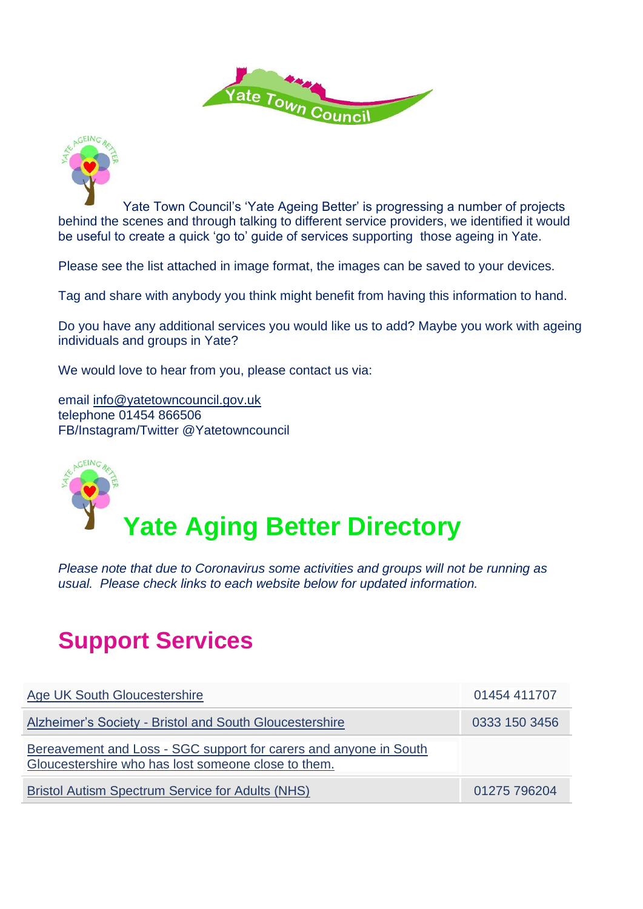Yate Town Council's 'Yate Ageing Better' is progressing a number of projects behind the scenes and through talking to different service providers, we identified it would be useful to create a quick 'go to' guide of services supporting those ageing in Yate.

Please see the list attached in image format, the images can be saved to your devices.

Tag and share with anybody you think might benefit from having this information to hand.

Do you have any additional services you would like us to add? Maybe you work with ageing individuals and groups in Yate?

We would love to hear from you, please contact us via:

email info@yatetowncouncil.gov.uk
telephone 01454 866506
FB/Instagram/Twitter @Yatetowncouncil

# Yate Aging Better Directory

*Please note that due to Coronavirus some activities and groups will not be running as usual. Please check links to each website below for updated information.*

## Support Services

| | |
|---|---|
| Age UK South Gloucestershire | 01454 411707 |
| Alzheimer's Society - Bristol and South Gloucestershire | 0333 150 3456 |
| Bereavement and Loss - SGC support for carers and anyone in South Gloucestershire who has lost someone close to them. | |
| Bristol Autism Spectrum Service for Adults (NHS) | 01275 796204 |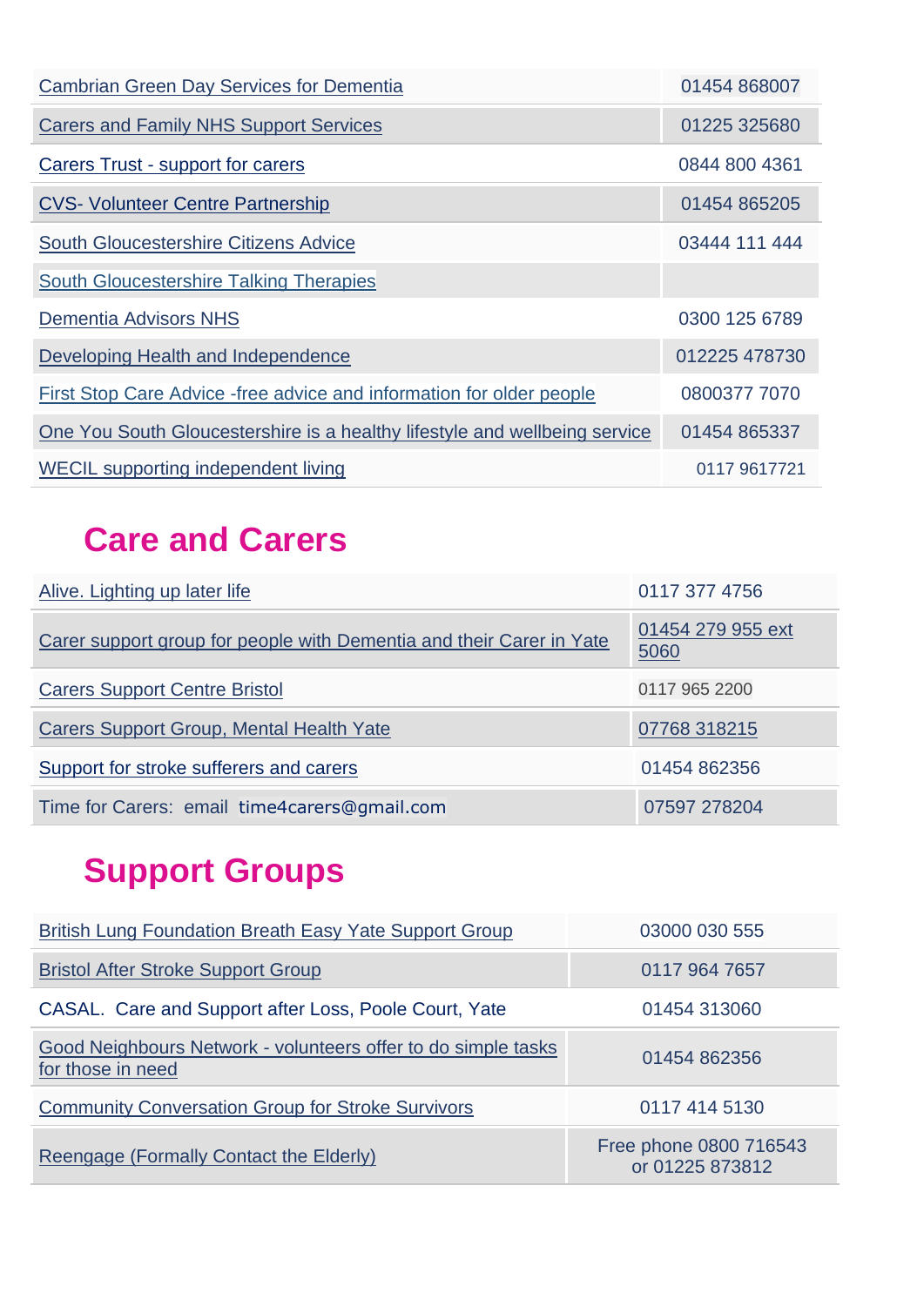| | |
|---|---|
| Cambrian Green Day Services for Dementia | 01454 868007 |
| Carers and Family NHS Support Services | 01225 325680 |
| Carers Trust - support for carers | 0844 800 4361 |
| CVS- Volunteer Centre Partnership | 01454 865205 |
| South Gloucestershire Citizens Advice | 03444 111 444 |
| South Gloucestershire Talking Therapies | |
| Dementia Advisors NHS | 0300 125 6789 |
| Developing Health and Independence | 012225 478730 |
| First Stop Care Advice -free advice and information for older people | 0800377 7070 |
| One You South Gloucestershire is a healthy lifestyle and wellbeing service | 01454 865337 |
| WECIL supporting independent living | 0117 9617721 |

## Care and Carers

| | |
|---|---|
| Alive. Lighting up later life | 0117 377 4756 |
| Carer support group for people with Dementia and their Carer in Yate | 01454 279 955 ext 5060 |
| Carers Support Centre Bristol | 0117 965 2200 |
| Carers Support Group, Mental Health Yate | 07768 318215 |
| Support for stroke sufferers and carers | 01454 862356 |
| Time for Carers: email time4carers@gmail.com | 07597 278204 |

## Support Groups

| | |
|---|---|
| British Lung Foundation Breath Easy Yate Support Group | 03000 030 555 |
| Bristol After Stroke Support Group | 0117 964 7657 |
| CASAL. Care and Support after Loss, Poole Court, Yate | 01454 313060 |
| Good Neighbours Network - volunteers offer to do simple tasks for those in need | 01454 862356 |
| Community Conversation Group for Stroke Survivors | 0117 414 5130 |
| Reengage (Formally Contact the Elderly) | Free phone 0800 716543 or 01225 873812 |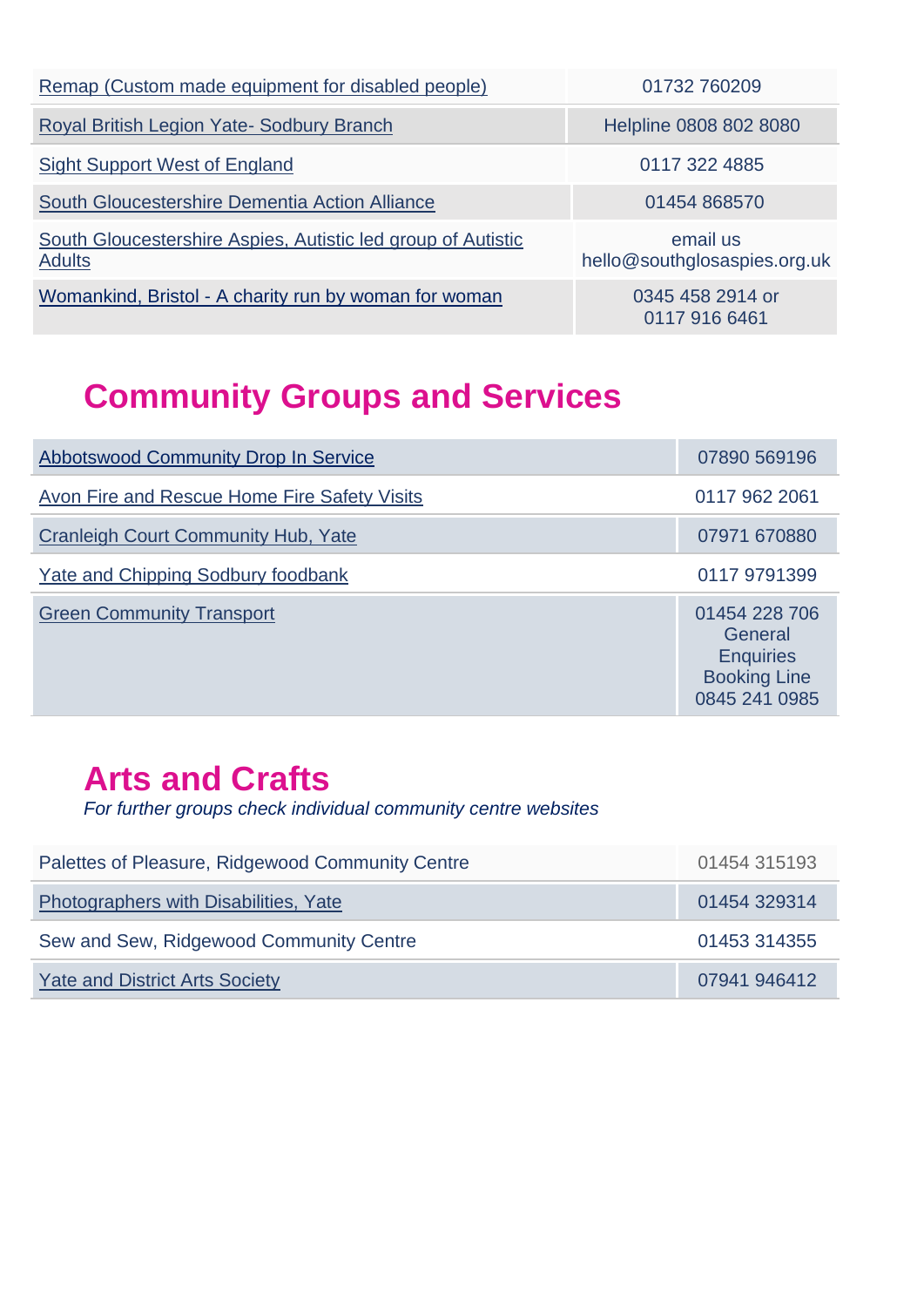| | |
|---|---|
| Remap (Custom made equipment for disabled people) | 01732 760209 |
| Royal British Legion Yate- Sodbury Branch | Helpline 0808 802 8080 |
| Sight Support West of England | 0117 322 4885 |
| South Gloucestershire Dementia Action Alliance | 01454 868570 |
| South Gloucestershire Aspies, Autistic led group of Autistic Adults | email us hello@southglosaspies.org.uk |
| Womankind, Bristol - A charity run by woman for woman | 0345 458 2914 or 0117 916 6461 |

## Community Groups and Services

| | |
|---|---|
| Abbotswood Community Drop In Service | 07890 569196 |
| Avon Fire and Rescue Home Fire Safety Visits | 0117 962 2061 |
| Cranleigh Court Community Hub, Yate | 07971 670880 |
| Yate and Chipping Sodbury foodbank | 0117 9791399 |
| Green Community Transport | 01454 228 706 General Enquiries Booking Line 0845 241 0985 |

## Arts and Crafts

*For further groups check individual community centre websites*

| | |
|---|---|
| Palettes of Pleasure, Ridgewood Community Centre | 01454 315193 |
| Photographers with Disabilities, Yate | 01454 329314 |
| Sew and Sew, Ridgewood Community Centre | 01453 314355 |
| Yate and District Arts Society | 07941 946412 |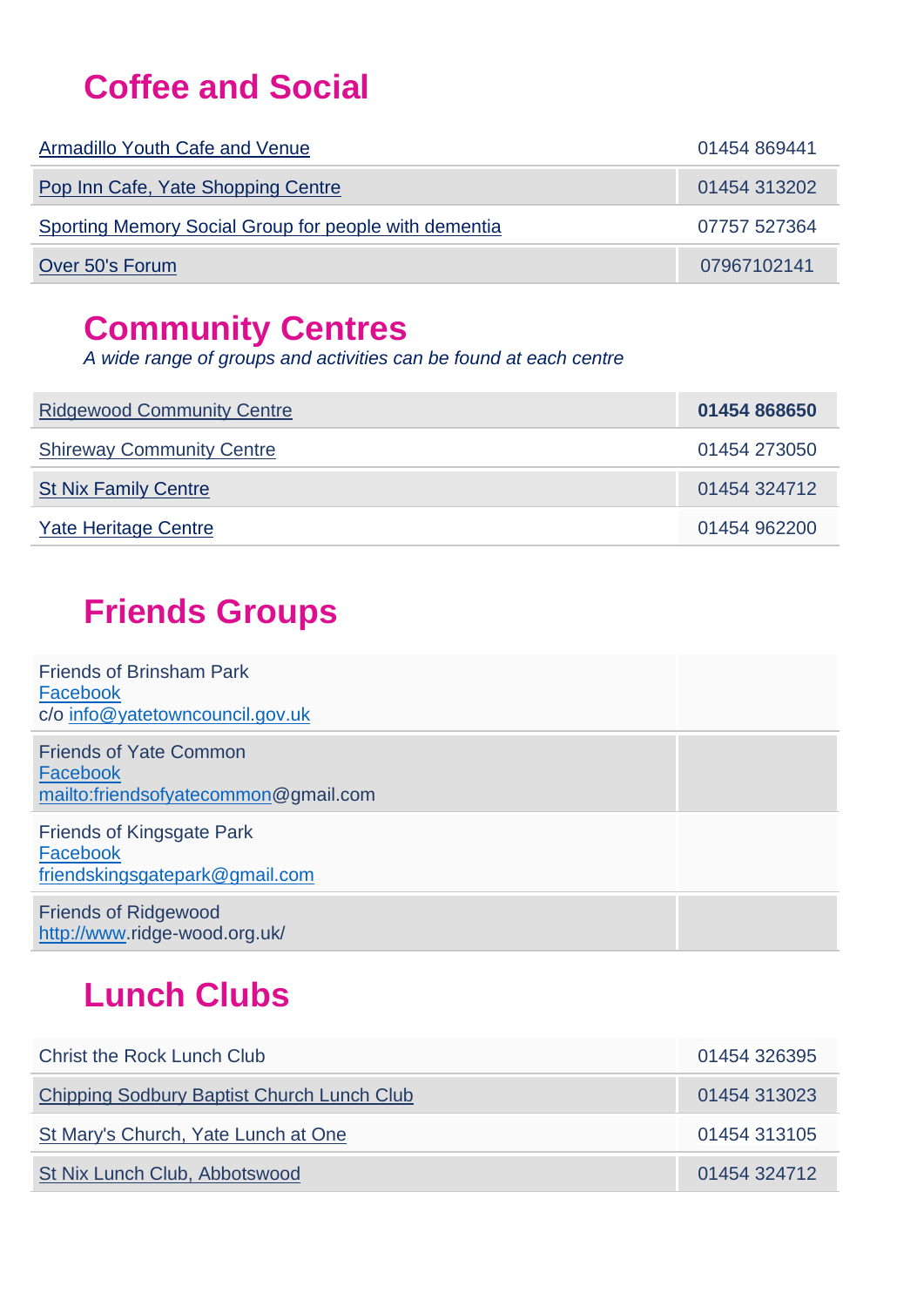# Coffee and Social

| | |
|---|---|
| Armadillo Youth Cafe and Venue | 01454 869441 |
| Pop Inn Cafe, Yate Shopping Centre | 01454 313202 |
| Sporting Memory Social Group for people with dementia | 07757 527364 |
| Over 50's Forum | 07967102141 |

# Community Centres

*A wide range of groups and activities can be found at each centre*

| | |
|---|---|
| Ridgewood Community Centre | **01454 868650** |
| Shireway Community Centre | 01454 273050 |
| St Nix Family Centre | 01454 324712 |
| Yate Heritage Centre | 01454 962200 |

# Friends Groups

| | |
|---|---|
| Friends of Brinsham Park<br>Facebook<br>c/o info@yatetowncouncil.gov.uk | |
| Friends of Yate Common<br>Facebook<br>mailto:friendsofyatecommon@gmail.com | |
| Friends of Kingsgate Park<br>Facebook<br>friendskingsgatepark@gmail.com | |
| Friends of Ridgewood<br>http://www.ridge-wood.org.uk/ | |

# Lunch Clubs

| | |
|---|---|
| Christ the Rock Lunch Club | 01454 326395 |
| Chipping Sodbury Baptist Church Lunch Club | 01454 313023 |
| St Mary's Church, Yate Lunch at One | 01454 313105 |
| St Nix Lunch Club, Abbotswood | 01454 324712 |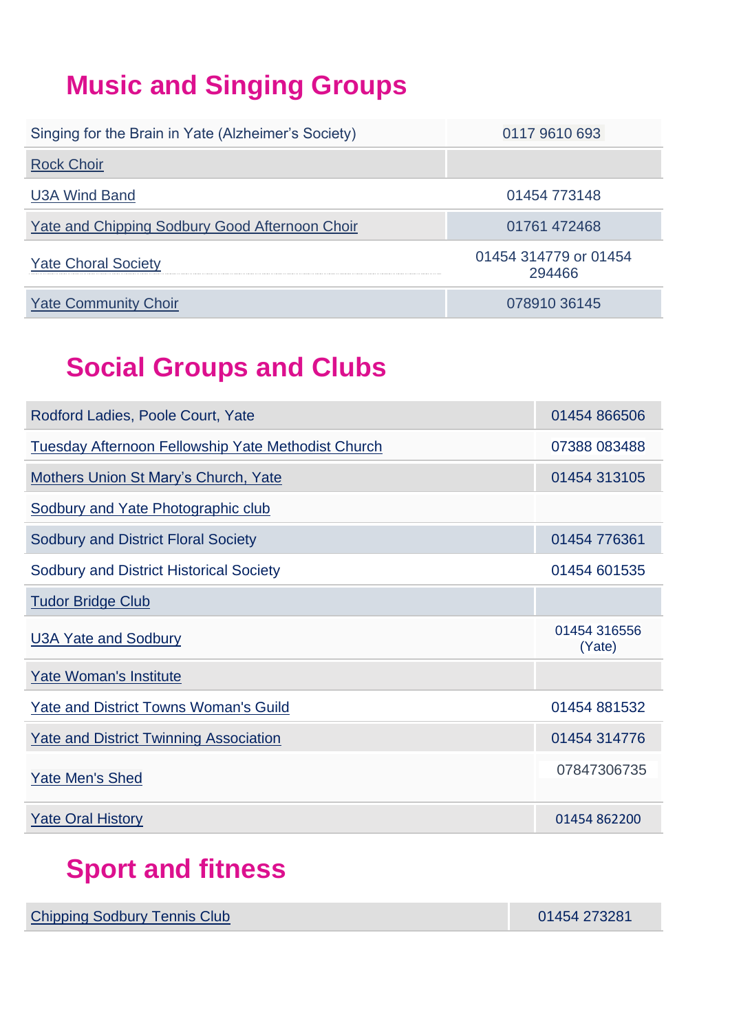## Music and Singing Groups

| | |
|---|---|
| Singing for the Brain in Yate (Alzheimer's Society) | 0117 9610 693 |
| Rock Choir | |
| U3A Wind Band | 01454 773148 |
| Yate and Chipping Sodbury Good Afternoon Choir | 01761 472468 |
| Yate Choral Society | 01454 314779 or 01454 294466 |
| Yate Community Choir | 078910 36145 |

## Social Groups and Clubs

| | |
|---|---|
| Rodford Ladies, Poole Court, Yate | 01454 866506 |
| Tuesday Afternoon Fellowship Yate Methodist Church | 07388 083488 |
| Mothers Union St Mary's Church, Yate | 01454 313105 |
| Sodbury and Yate Photographic club | |
| Sodbury and District Floral Society | 01454 776361 |
| Sodbury and District Historical Society | 01454 601535 |
| Tudor Bridge Club | |
| U3A Yate and Sodbury | 01454 316556 (Yate) |
| Yate Woman's Institute | |
| Yate and District Towns Woman's Guild | 01454 881532 |
| Yate and District Twinning Association | 01454 314776 |
| Yate Men's Shed | 07847306735 |
| Yate Oral History | 01454 862200 |

## Sport and fitness

| | |
|---|---|
| Chipping Sodbury Tennis Club | 01454 273281 |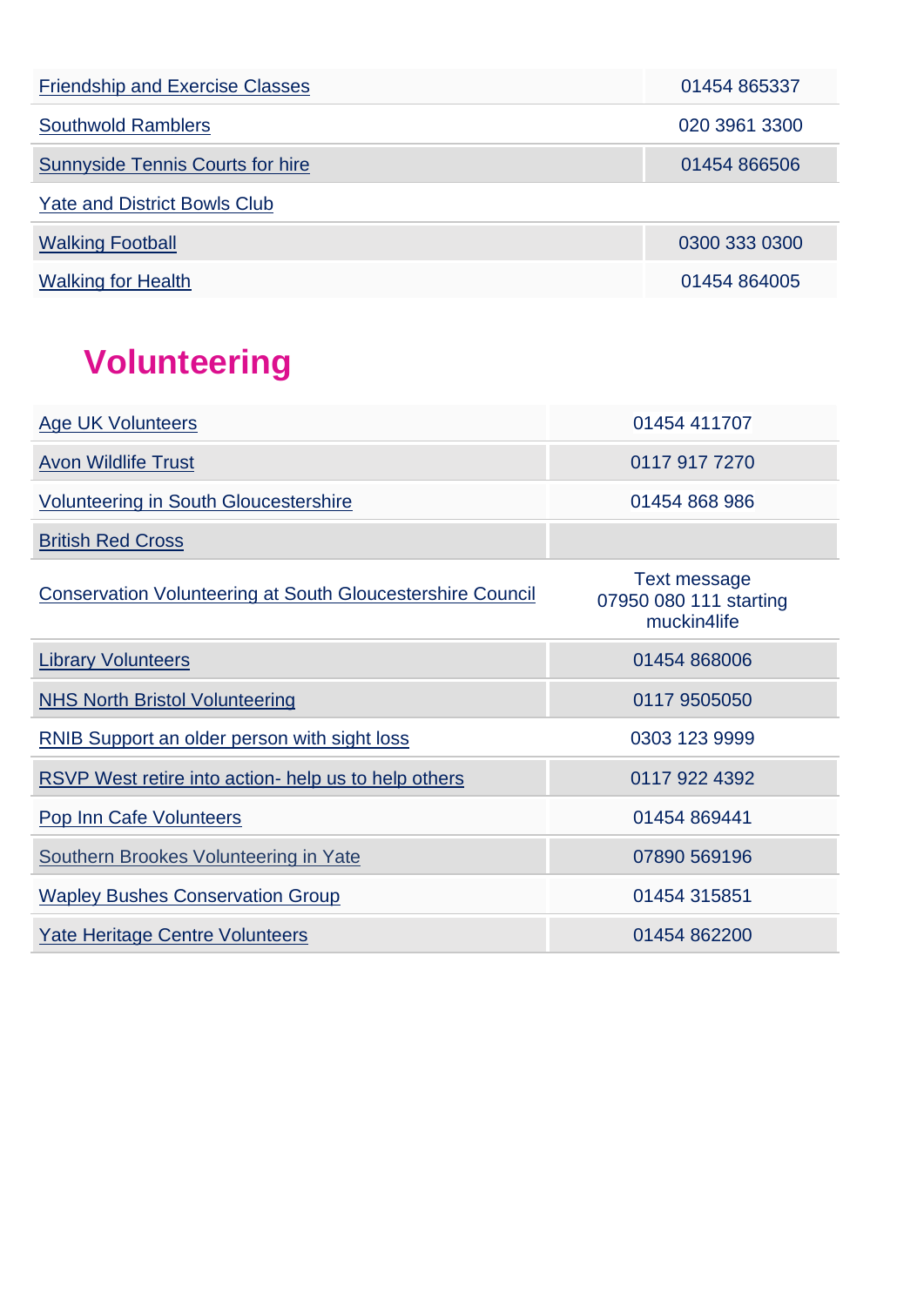| | |
|---|---|
| Friendship and Exercise Classes | 01454 865337 |
| Southwold Ramblers | 020 3961 3300 |
| Sunnyside Tennis Courts for hire | 01454 866506 |
| Yate and District Bowls Club | |
| Walking Football | 0300 333 0300 |
| Walking for Health | 01454 864005 |

## Volunteering

| | |
|---|---|
| Age UK Volunteers | 01454 411707 |
| Avon Wildlife Trust | 0117 917 7270 |
| Volunteering in South Gloucestershire | 01454 868 986 |
| British Red Cross | |
| Conservation Volunteering at South Gloucestershire Council | Text message 07950 080 111 starting muckin4life |
| Library Volunteers | 01454 868006 |
| NHS North Bristol Volunteering | 0117 9505050 |
| RNIB Support an older person with sight loss | 0303 123 9999 |
| RSVP West retire into action- help us to help others | 0117 922 4392 |
| Pop Inn Cafe Volunteers | 01454 869441 |
| Southern Brookes Volunteering in Yate | 07890 569196 |
| Wapley Bushes Conservation Group | 01454 315851 |
| Yate Heritage Centre Volunteers | 01454 862200 |